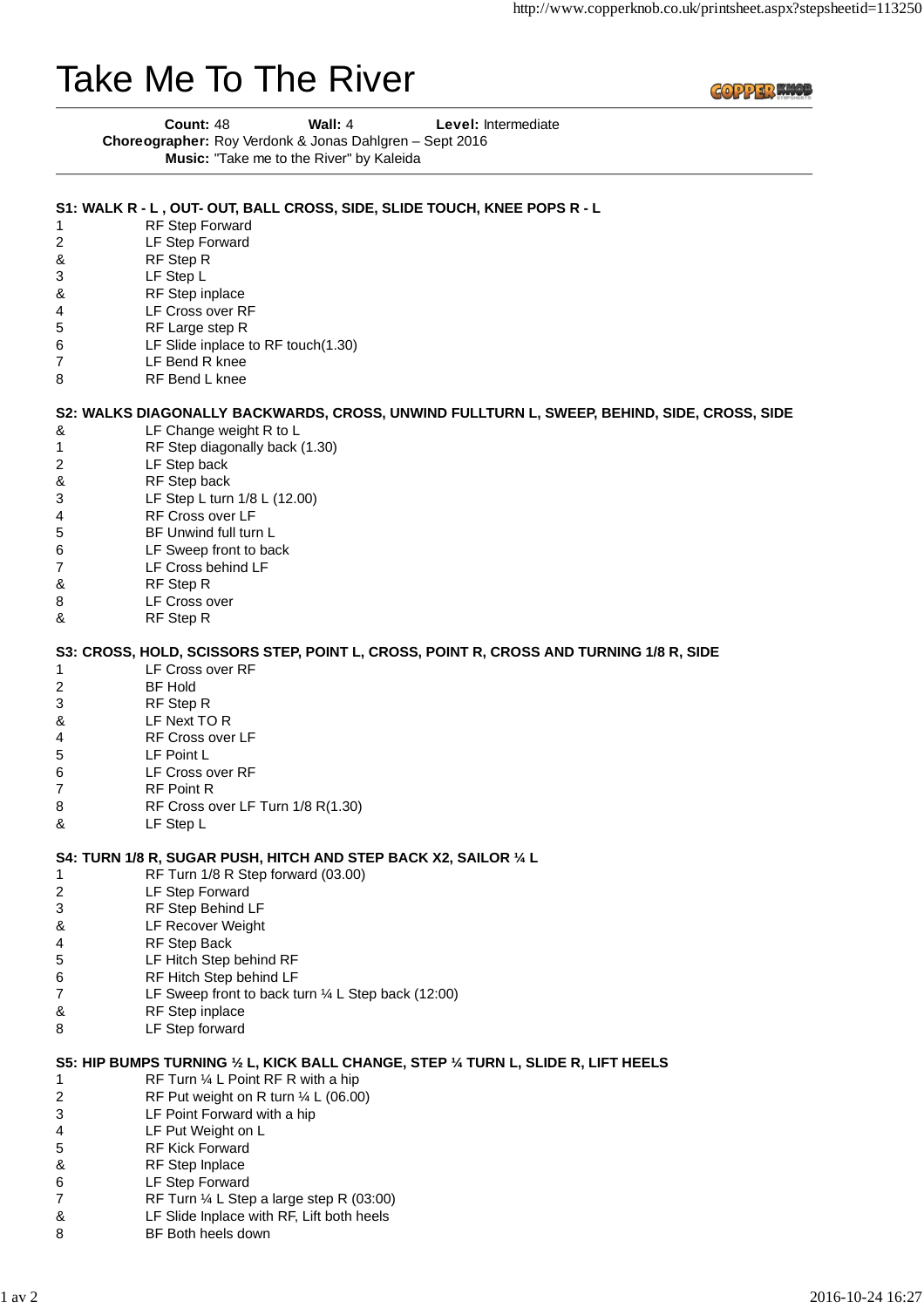# Take Me To The River

**Count:** 48 **Wall:** 4 **Level:** Intermediate
**Choreographer:** Roy Verdonk & Jonas Dahlgren – Sept 2016
**Music:** "Take me to the River" by Kaleida

**S1: WALK R - L , OUT- OUT, BALL CROSS, SIDE, SLIDE TOUCH, KNEE POPS R - L**

| | |
|---|---|
| 1 | RF Step Forward |
| 2 | LF Step Forward |
| & | RF Step R |
| 3 | LF Step L |
| & | RF Step inplace |
| 4 | LF Cross over RF |
| 5 | RF Large step R |
| 6 | LF Slide inplace to RF touch(1.30) |
| 7 | LF Bend R knee |
| 8 | RF Bend L knee |

**S2: WALKS DIAGONALLY BACKWARDS, CROSS, UNWIND FULLTURN L, SWEEP, BEHIND, SIDE, CROSS, SIDE**

| | |
|---|---|
| & | LF Change weight R to L |
| 1 | RF Step diagonally back (1.30) |
| 2 | LF Step back |
| & | RF Step back |
| 3 | LF Step L turn 1/8 L (12.00) |
| 4 | RF Cross over LF |
| 5 | BF Unwind full turn L |
| 6 | LF Sweep front to back |
| 7 | LF Cross behind LF |
| & | RF Step R |
| 8 | LF Cross over |
| & | RF Step R |

**S3: CROSS, HOLD, SCISSORS STEP, POINT L, CROSS, POINT R, CROSS AND TURNING 1/8 R, SIDE**

| | |
|---|---|
| 1 | LF Cross over RF |
| 2 | BF Hold |
| 3 | RF Step R |
| & | LF Next TO R |
| 4 | RF Cross over LF |
| 5 | LF Point L |
| 6 | LF Cross over RF |
| 7 | RF Point R |
| 8 | RF Cross over LF Turn 1/8 R(1.30) |
| & | LF Step L |

**S4: TURN 1/8 R, SUGAR PUSH, HITCH AND STEP BACK X2, SAILOR ¼ L**

| | |
|---|---|
| 1 | RF Turn 1/8 R Step forward (03.00) |
| 2 | LF Step Forward |
| 3 | RF Step Behind LF |
| & | LF Recover Weight |
| 4 | RF Step Back |
| 5 | LF Hitch Step behind RF |
| 6 | RF Hitch Step behind LF |
| 7 | LF Sweep front to back turn ¼ L Step back (12:00) |
| & | RF Step inplace |
| 8 | LF Step forward |

**S5: HIP BUMPS TURNING ½ L, KICK BALL CHANGE, STEP ¼ TURN L, SLIDE R, LIFT HEELS**

| | |
|---|---|
| 1 | RF Turn ¼ L Point RF R with a hip |
| 2 | RF Put weight on R turn ¼ L (06.00) |
| 3 | LF Point Forward with a hip |
| 4 | LF Put Weight on L |
| 5 | RF Kick Forward |
| & | RF Step Inplace |
| 6 | LF Step Forward |
| 7 | RF Turn ¼ L Step a large step R (03:00) |
| & | LF Slide Inplace with RF, Lift both heels |
| 8 | BF Both heels down |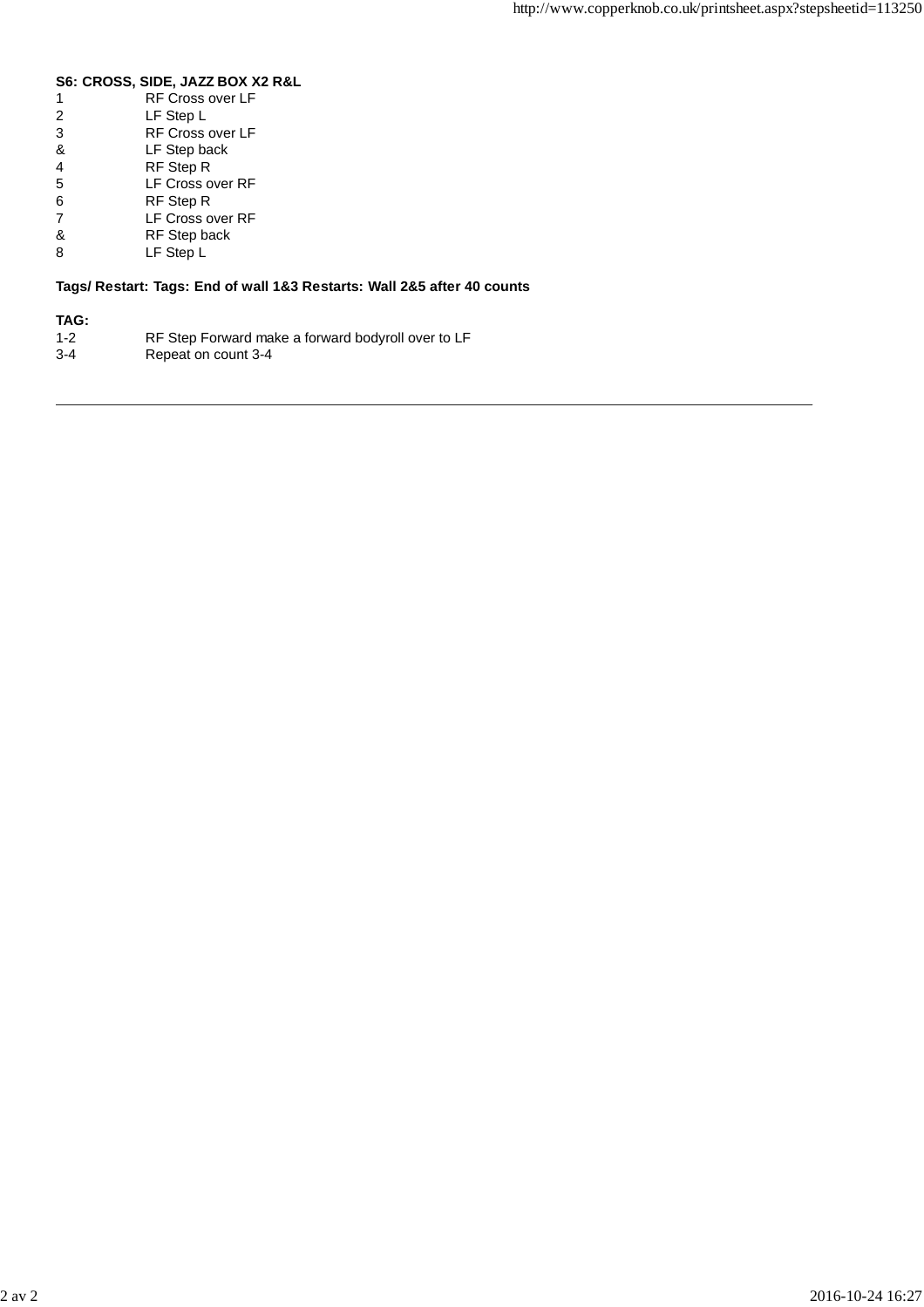**S6: CROSS, SIDE, JAZZ BOX X2 R&L**

| | |
|---|---|
| 1 | RF Cross over LF |
| 2 | LF Step L |
| 3 | RF Cross over LF |
| & | LF Step back |
| 4 | RF Step R |
| 5 | LF Cross over RF |
| 6 | RF Step R |
| 7 | LF Cross over RF |
| & | RF Step back |
| 8 | LF Step L |

**Tags/ Restart: Tags: End of wall 1&3 Restarts: Wall 2&5 after 40 counts**

**TAG:**

| | |
|---|---|
| 1-2 | RF Step Forward make a forward bodyroll over to LF |
| 3-4 | Repeat on count 3-4 |